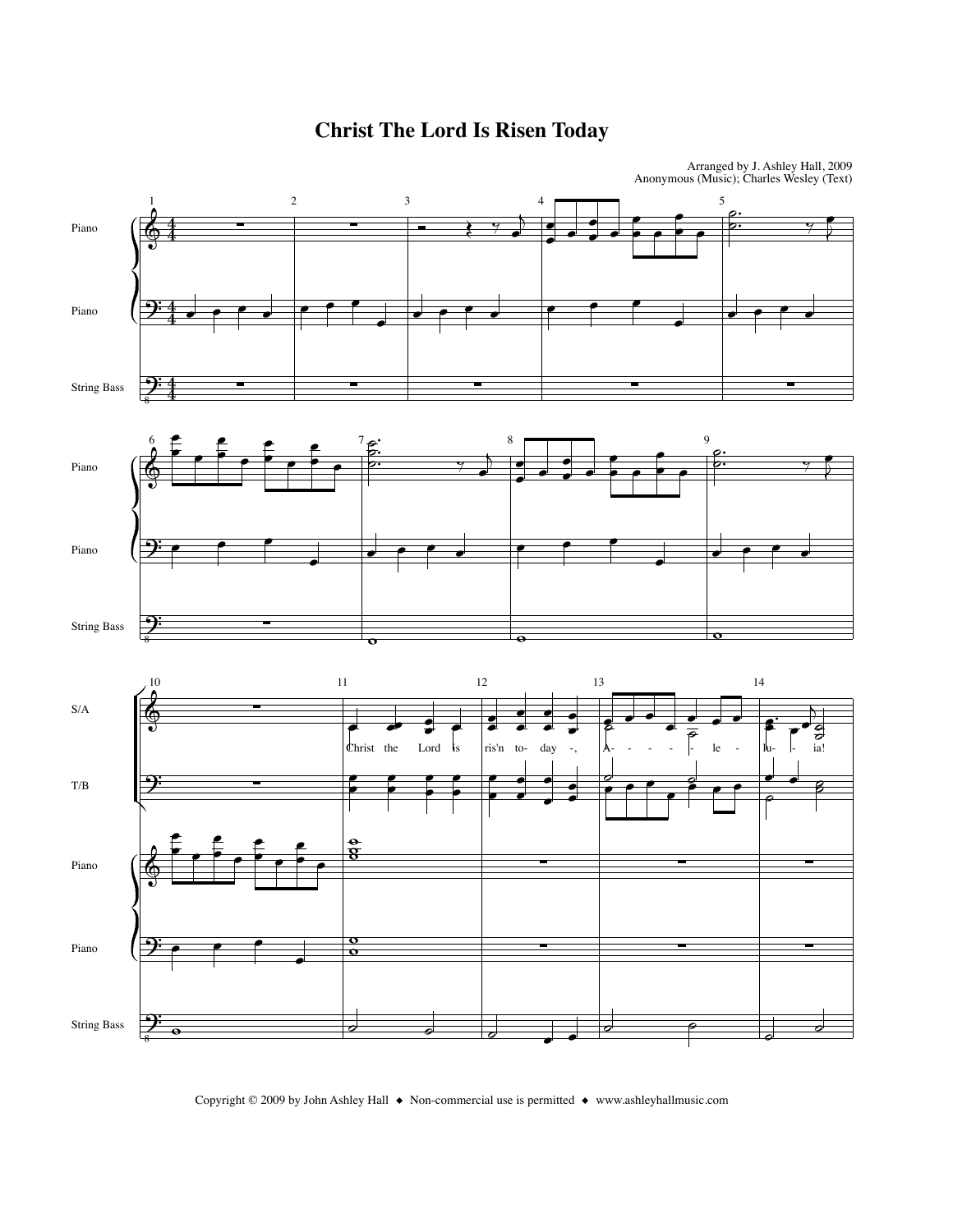# Christ The Lord Is Risen Today

Arranged by J. Ashley Hall, 2009
Anonymous (Music); Charles Wesley (Text)

Copyright © 2009 by John Ashley Hall ◆ Non-commercial use is permitted ◆ www.ashleyhallmusic.com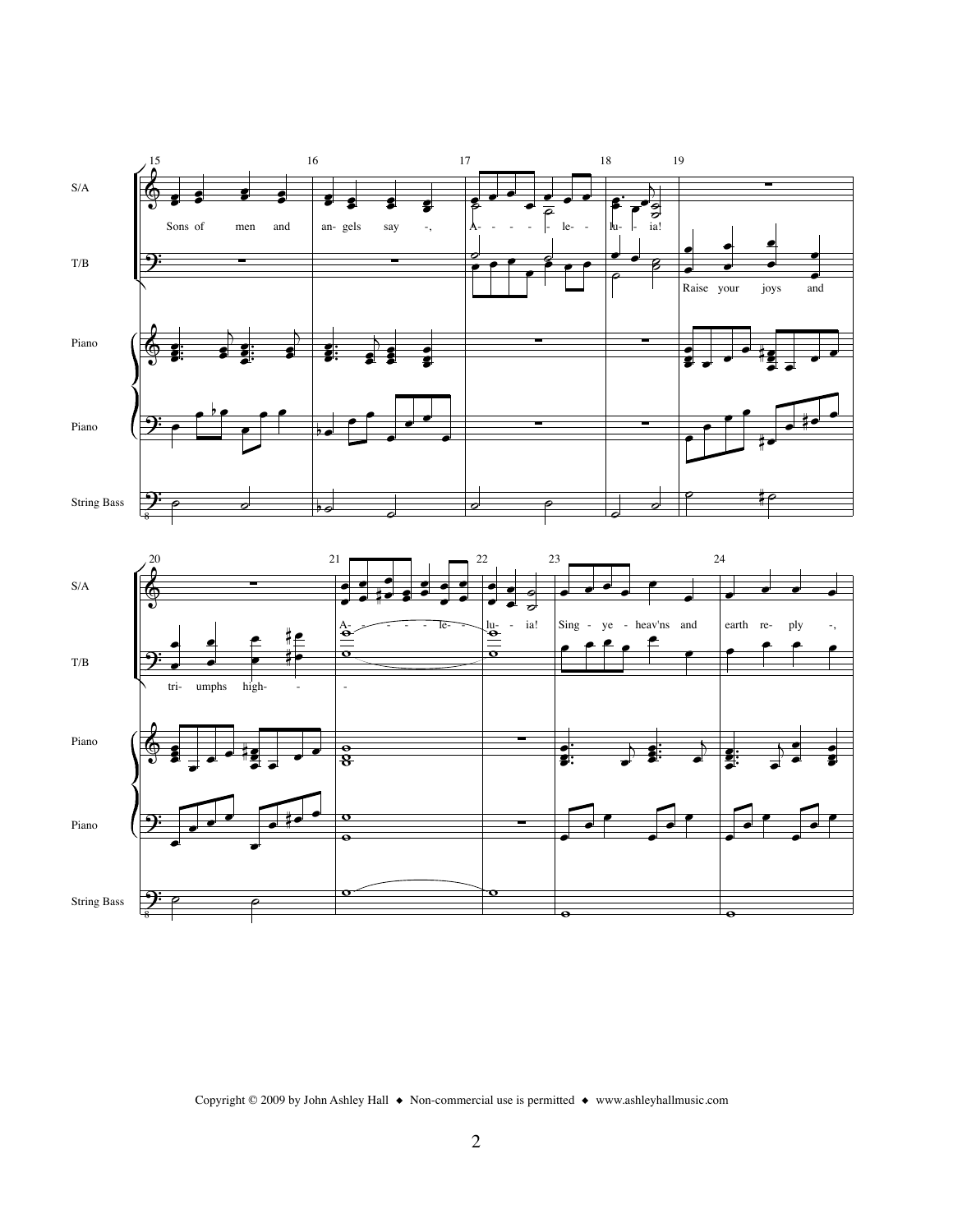Copyright © 2009 by John Ashley Hall ◆ Non-commercial use is permitted ◆ www.ashleyhallmusic.com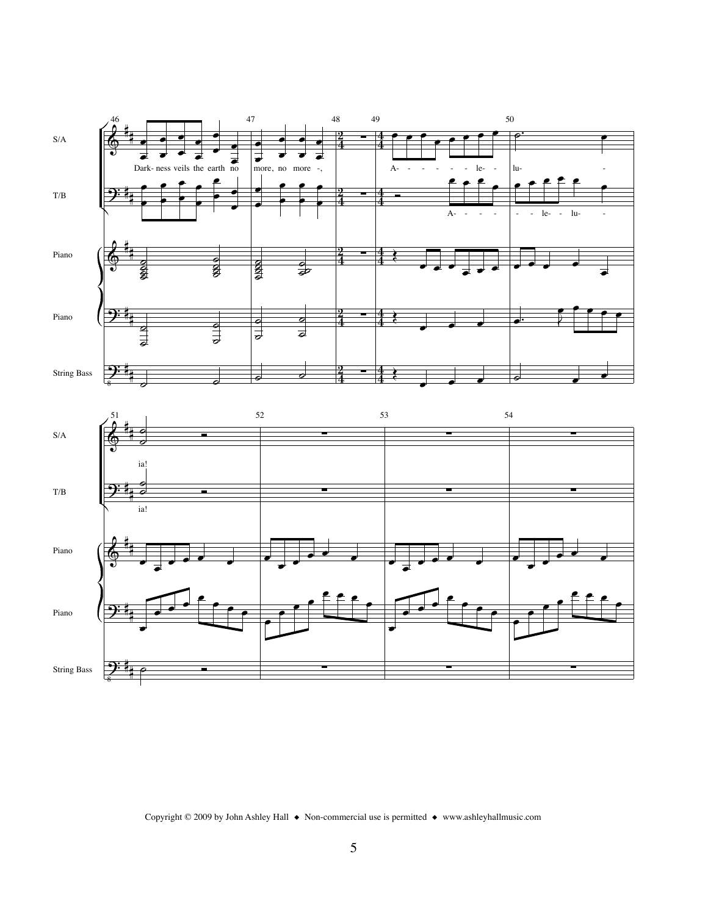S/A

Dark- ness veils the earth no more, no more -,

A- - - - - - le- - lu- - ia!

T/B

Dark- ness veils the earth no more, no more -,

A- - - - - - le- - lu- - ia!

Piano

Piano

String Bass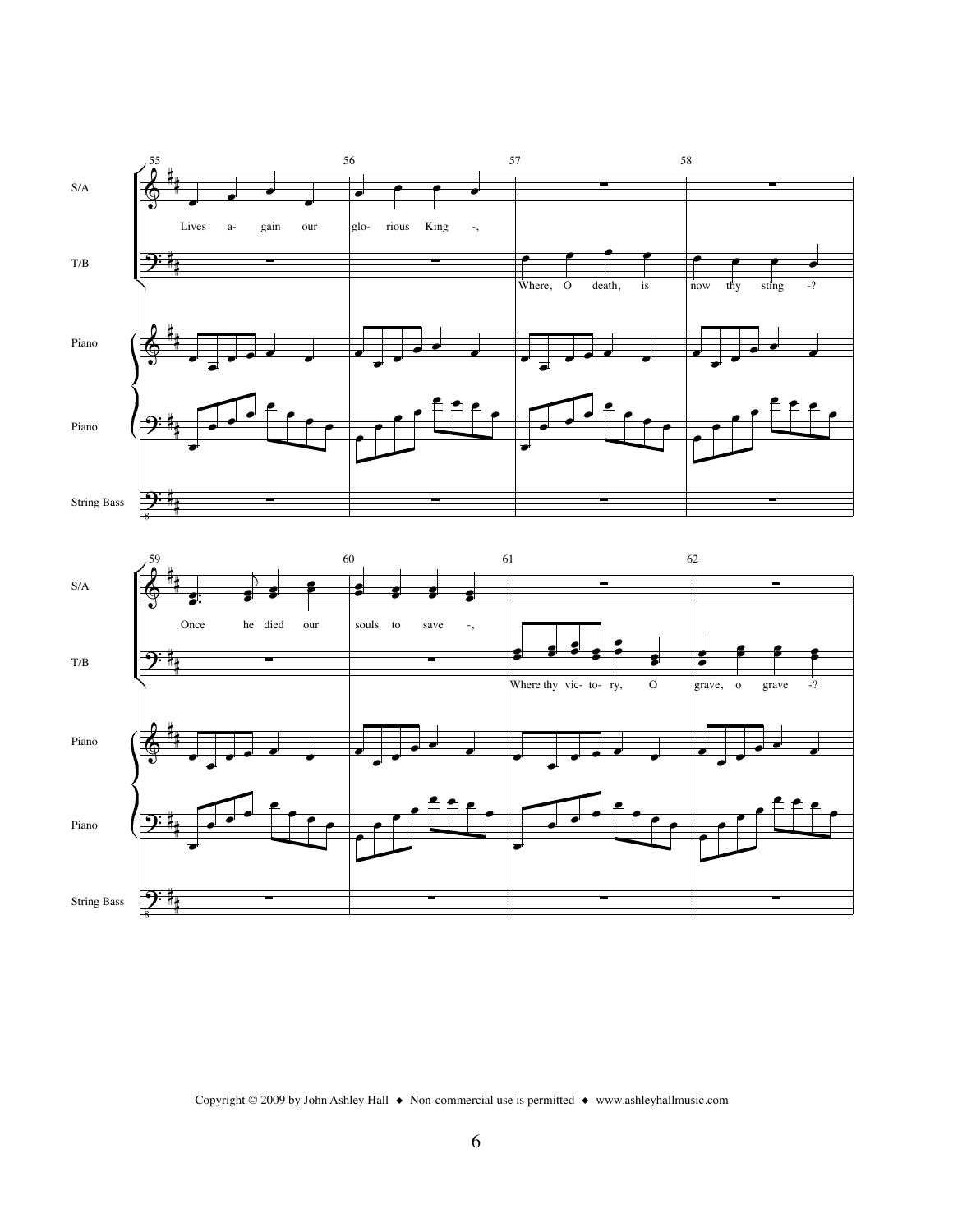S/A
T/B
Piano
String Bass

55 56 57 58

S/A: Lives a- gain our glo- rious King -,

T/B: Where, O death, is now thy sting -?

59 60 61 62

S/A: Once he died our souls to save -,

T/B: Where thy vic- to- ry, O grave, o grave -?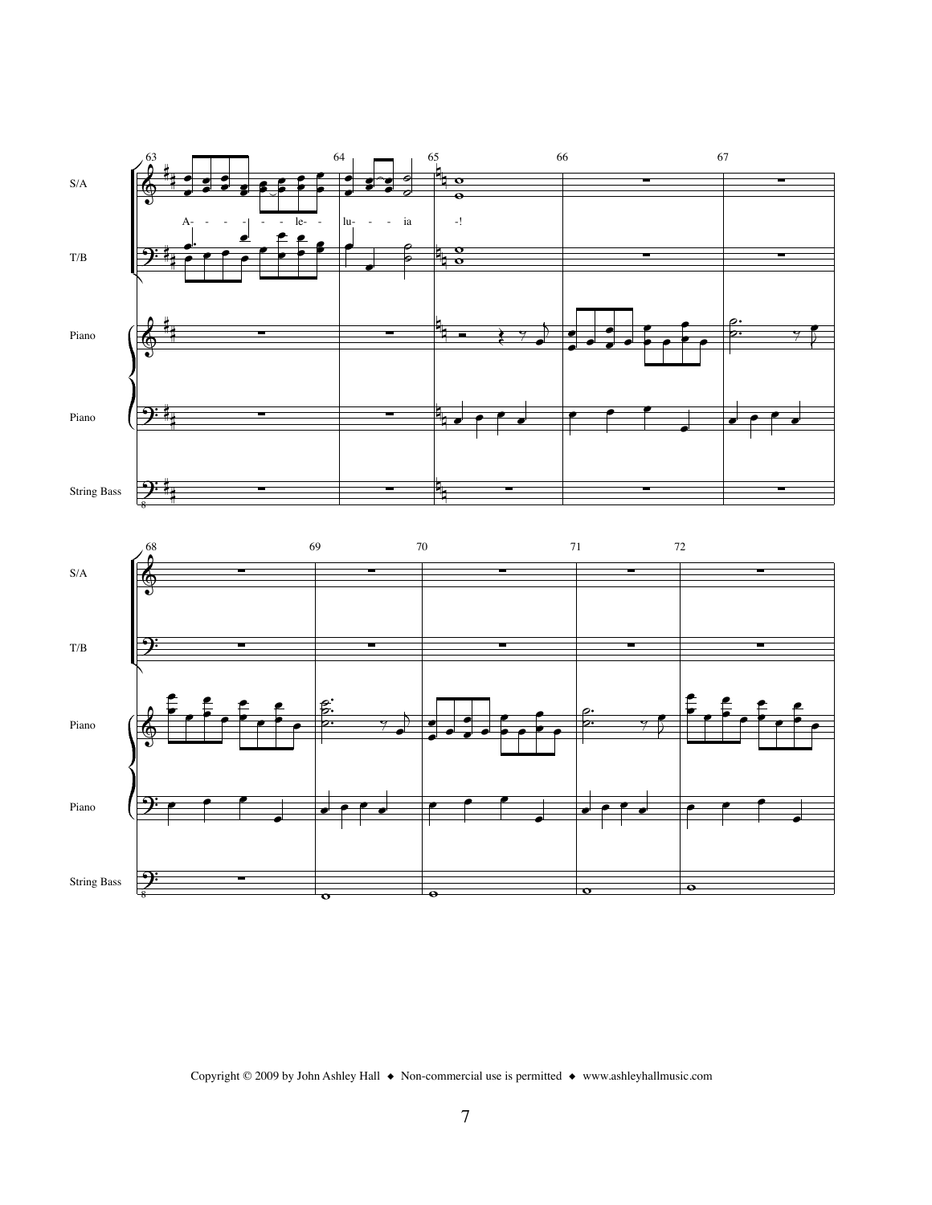S/A

A- - - - - - le- - lu- - - ia -!

T/B

Piano

Piano

String Bass

S/A

T/B

Piano

Piano

String Bass

Copyright © 2009 by John Ashley Hall ◆ Non-commercial use is permitted ◆ www.ashleyhallmusic.com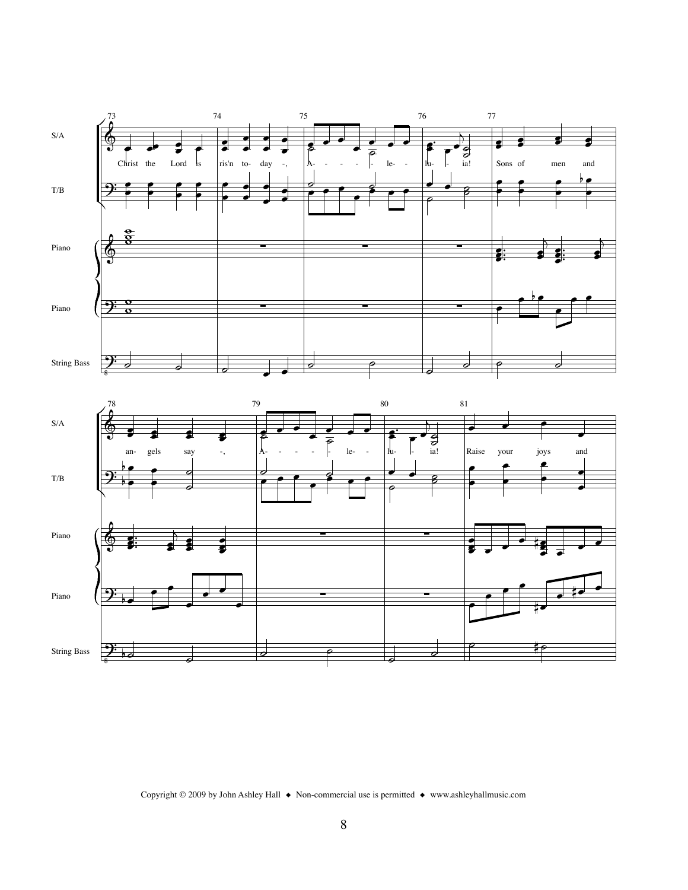73 74 75 76 77

S/A

Christ the Lord is ris'n to- day -, A- - - - - le- - lu- - ia! Sons of men and

T/B

Piano

Piano

String Bass

78 79 80 81

an- gels say -, A- - - - - le- - lu- - ia! Raise your joys and

Copyright © 2009 by John Ashley Hall ◆ Non-commercial use is permitted ◆ www.ashleyhallmusic.com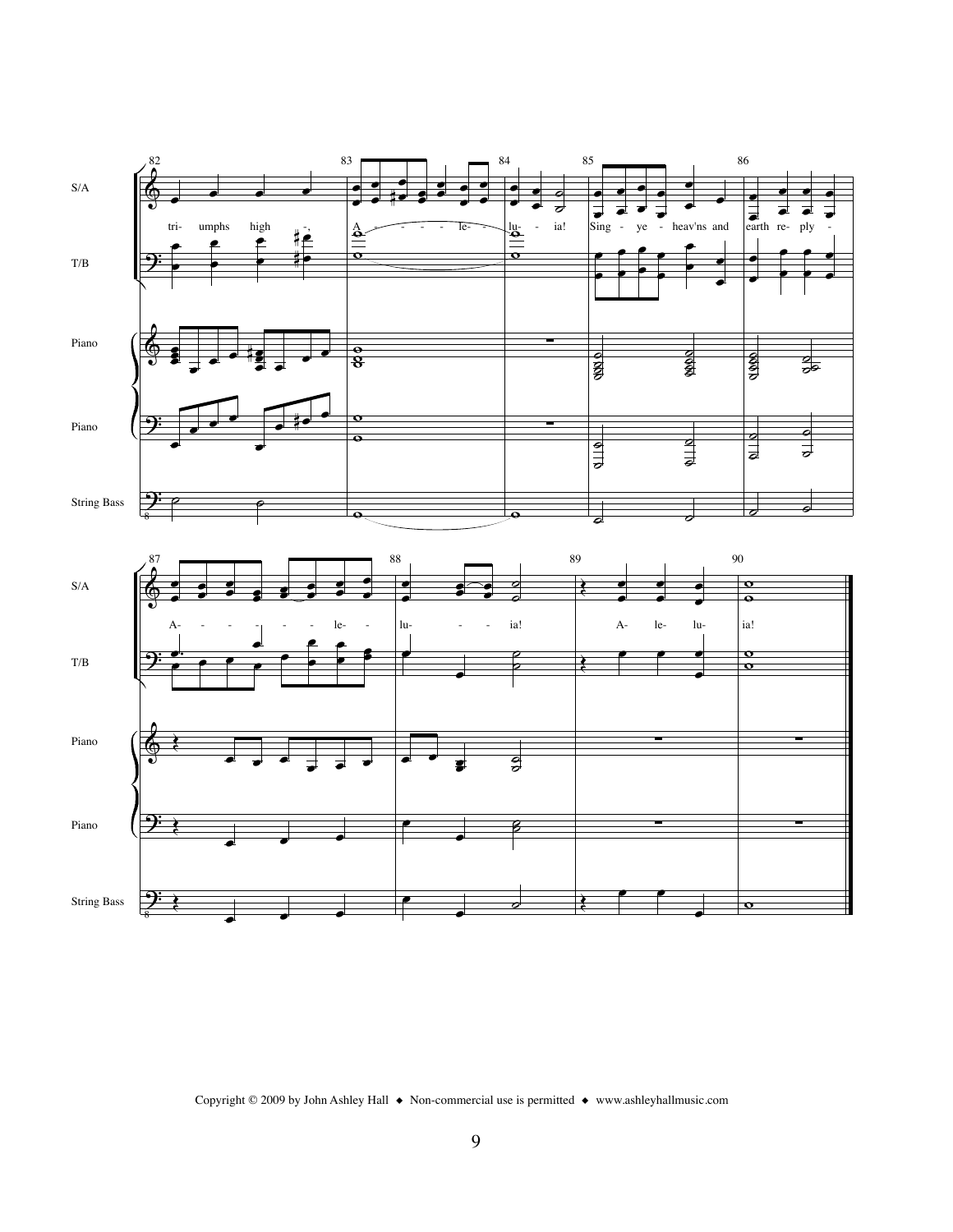Copyright © 2009 by John Ashley Hall ◆ Non-commercial use is permitted ◆ www.ashleyhallmusic.com